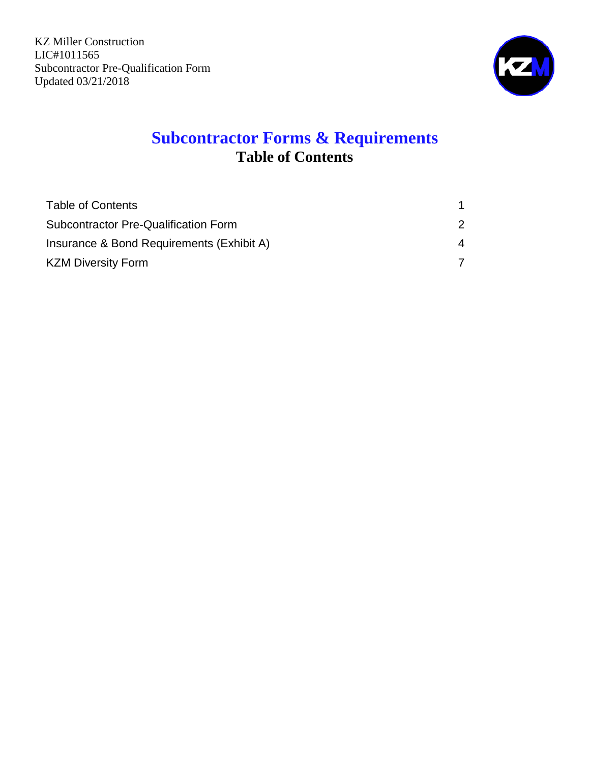KZ Miller Construction
LIC#1011565
Subcontractor Pre-Qualification Form
Updated 03/21/2018

# Subcontractor Forms & Requirements

## Table of Contents

| | |
|---|---|
| Table of Contents | 1 |
| Subcontractor Pre-Qualification Form | 2 |
| Insurance & Bond Requirements (Exhibit A) | 4 |
| KZM Diversity Form | 7 |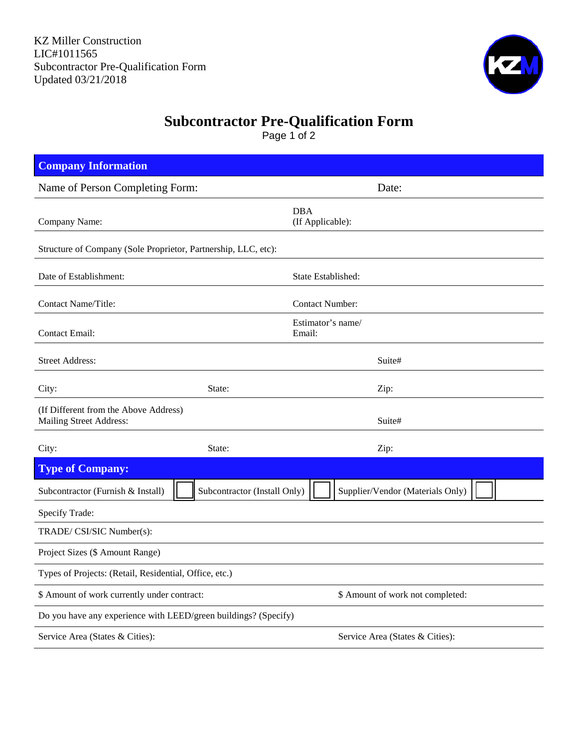KZ Miller Construction
LIC#1011565
Subcontractor Pre-Qualification Form
Updated 03/21/2018

# Subcontractor Pre-Qualification Form

Page 1 of 2

## Company Information

| | |
|---|---|
| Name of Person Completing Form: | Date: |
| Company Name: | DBA (If Applicable): |
| Structure of Company (Sole Proprietor, Partnership, LLC, etc): | |
| Date of Establishment: | State Established: |
| Contact Name/Title: | Contact Number: |
| Contact Email: | Estimator's name/ Email: |
| Street Address: | Suite# |
| City: State: | Zip: |
| (If Different from the Above Address) Mailing Street Address: | Suite# |
| City: State: | Zip: |

## Type of Company:

| | | | | | |
|---|---|---|---|---|---|
| Subcontractor (Furnish & Install) | ☐ | Subcontractor (Install Only) | ☐ | Supplier/Vendor (Materials Only) | ☐ |

| | |
|---|---|
| Specify Trade: | |
| TRADE/ CSI/SIC Number(s): | |
| Project Sizes ($ Amount Range) | |
| Types of Projects: (Retail, Residential, Office, etc.) | |
| $ Amount of work currently under contract: | $ Amount of work not completed: |
| Do you have any experience with LEED/green buildings? (Specify) | |
| Service Area (States & Cities): | Service Area (States & Cities): |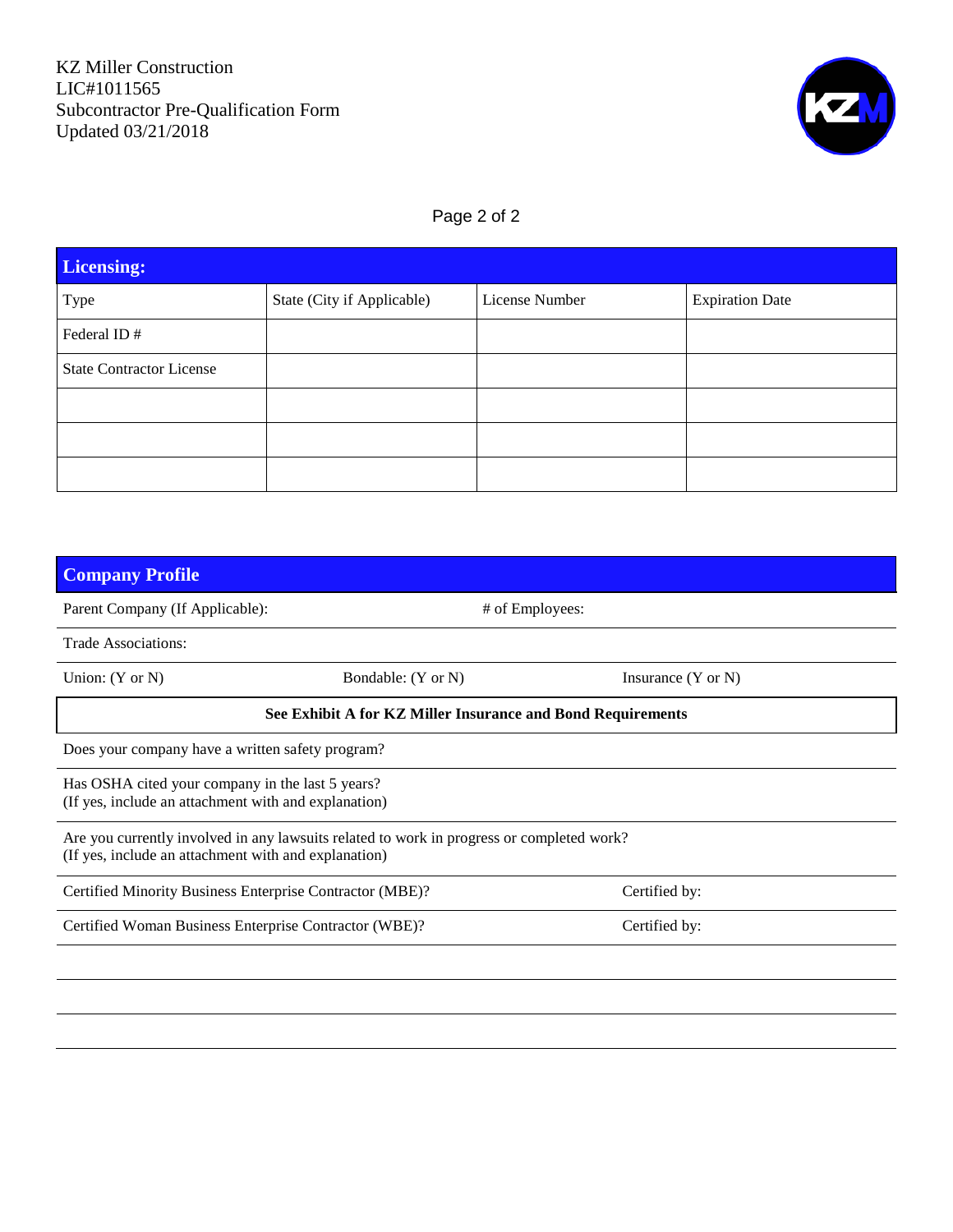KZ Miller Construction
LIC#1011565
Subcontractor Pre-Qualification Form
Updated 03/21/2018

## Licensing:

| Type | State (City if Applicable) | License Number | Expiration Date |
|---|---|---|---|
| Federal ID # | | | |
| State Contractor License | | | |
| | | | |
| | | | |
| | | | |

## Company Profile

Parent Company (If Applicable): # of Employees:

Trade Associations:

Union: (Y or N) Bondable: (Y or N) Insurance (Y or N)

**See Exhibit A for KZ Miller Insurance and Bond Requirements**

Does your company have a written safety program?

Has OSHA cited your company in the last 5 years?
(If yes, include an attachment with and explanation)

Are you currently involved in any lawsuits related to work in progress or completed work?
(If yes, include an attachment with and explanation)

Certified Minority Business Enterprise Contractor (MBE)? Certified by:

Certified Woman Business Enterprise Contractor (WBE)? Certified by: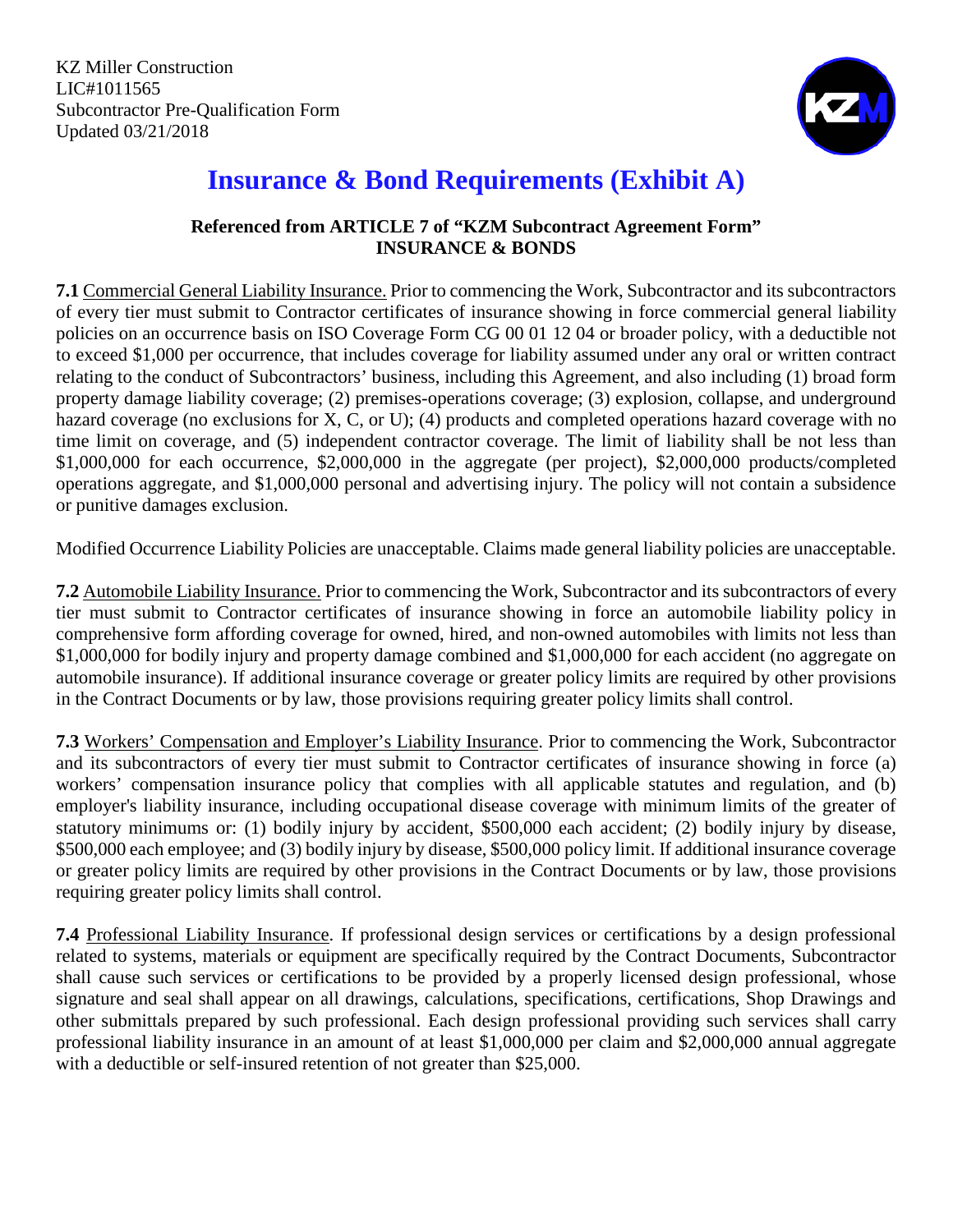KZ Miller Construction
LIC#1011565
Subcontractor Pre-Qualification Form
Updated 03/21/2018

# Insurance & Bond Requirements (Exhibit A)

**Referenced from ARTICLE 7 of "KZM Subcontract Agreement Form"**
**INSURANCE & BONDS**

**7.1** Commercial General Liability Insurance. Prior to commencing the Work, Subcontractor and its subcontractors of every tier must submit to Contractor certificates of insurance showing in force commercial general liability policies on an occurrence basis on ISO Coverage Form CG 00 01 12 04 or broader policy, with a deductible not to exceed $1,000 per occurrence, that includes coverage for liability assumed under any oral or written contract relating to the conduct of Subcontractors' business, including this Agreement, and also including (1) broad form property damage liability coverage; (2) premises-operations coverage; (3) explosion, collapse, and underground hazard coverage (no exclusions for X, C, or U); (4) products and completed operations hazard coverage with no time limit on coverage, and (5) independent contractor coverage. The limit of liability shall be not less than $1,000,000 for each occurrence, $2,000,000 in the aggregate (per project), $2,000,000 products/completed operations aggregate, and $1,000,000 personal and advertising injury. The policy will not contain a subsidence or punitive damages exclusion.

Modified Occurrence Liability Policies are unacceptable. Claims made general liability policies are unacceptable.

**7.2** Automobile Liability Insurance. Prior to commencing the Work, Subcontractor and its subcontractors of every tier must submit to Contractor certificates of insurance showing in force an automobile liability policy in comprehensive form affording coverage for owned, hired, and non-owned automobiles with limits not less than $1,000,000 for bodily injury and property damage combined and $1,000,000 for each accident (no aggregate on automobile insurance). If additional insurance coverage or greater policy limits are required by other provisions in the Contract Documents or by law, those provisions requiring greater policy limits shall control.

**7.3** Workers' Compensation and Employer's Liability Insurance. Prior to commencing the Work, Subcontractor and its subcontractors of every tier must submit to Contractor certificates of insurance showing in force (a) workers' compensation insurance policy that complies with all applicable statutes and regulation, and (b) employer's liability insurance, including occupational disease coverage with minimum limits of the greater of statutory minimums or: (1) bodily injury by accident, $500,000 each accident; (2) bodily injury by disease, $500,000 each employee; and (3) bodily injury by disease, $500,000 policy limit. If additional insurance coverage or greater policy limits are required by other provisions in the Contract Documents or by law, those provisions requiring greater policy limits shall control.

**7.4** Professional Liability Insurance. If professional design services or certifications by a design professional related to systems, materials or equipment are specifically required by the Contract Documents, Subcontractor shall cause such services or certifications to be provided by a properly licensed design professional, whose signature and seal shall appear on all drawings, calculations, specifications, certifications, Shop Drawings and other submittals prepared by such professional. Each design professional providing such services shall carry professional liability insurance in an amount of at least $1,000,000 per claim and $2,000,000 annual aggregate with a deductible or self-insured retention of not greater than $25,000.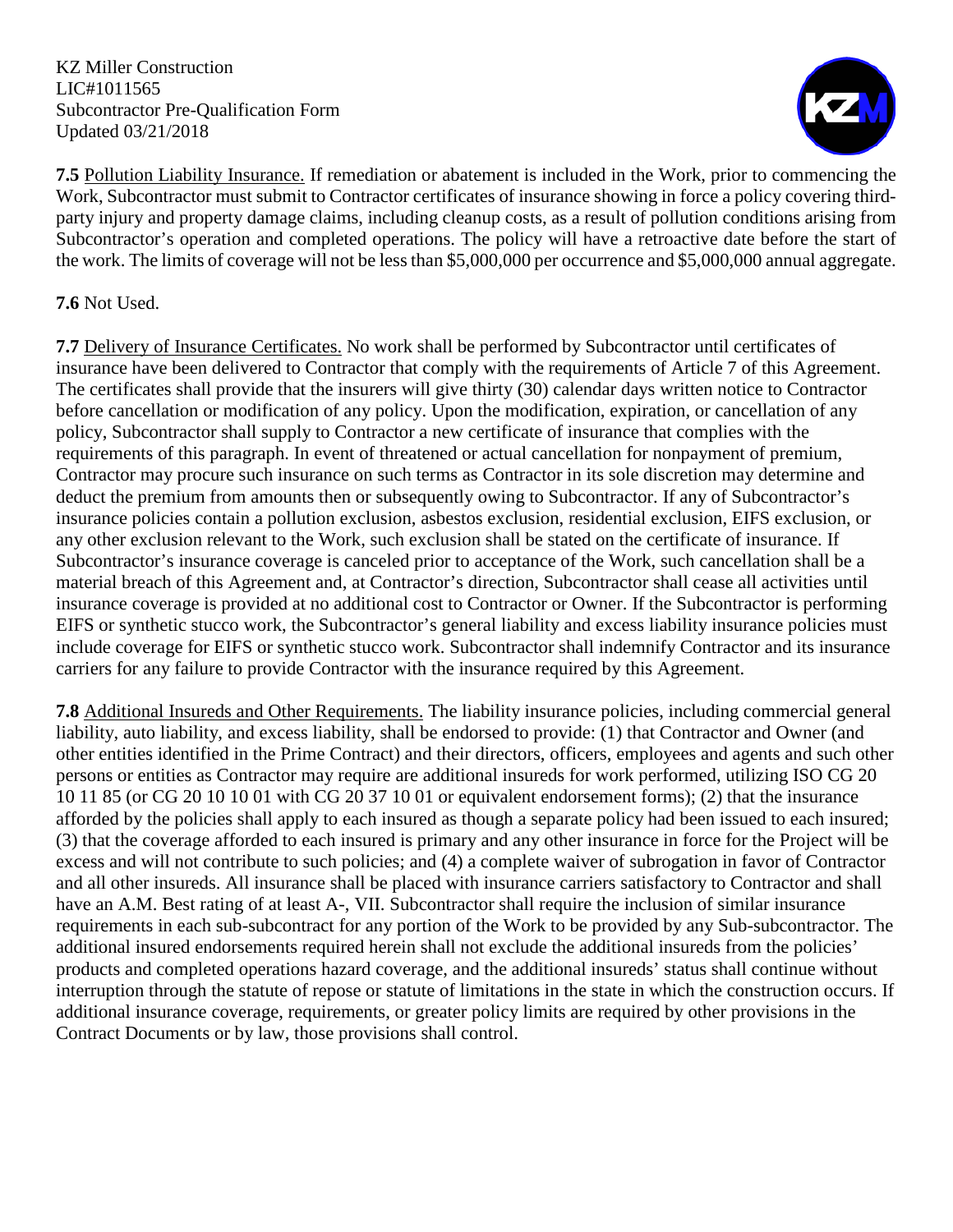**7.5** Pollution Liability Insurance. If remediation or abatement is included in the Work, prior to commencing the Work, Subcontractor must submit to Contractor certificates of insurance showing in force a policy covering third-party injury and property damage claims, including cleanup costs, as a result of pollution conditions arising from Subcontractor's operation and completed operations. The policy will have a retroactive date before the start of the work. The limits of coverage will not be less than $5,000,000 per occurrence and $5,000,000 annual aggregate.

**7.6** Not Used.

**7.7** Delivery of Insurance Certificates. No work shall be performed by Subcontractor until certificates of insurance have been delivered to Contractor that comply with the requirements of Article 7 of this Agreement. The certificates shall provide that the insurers will give thirty (30) calendar days written notice to Contractor before cancellation or modification of any policy. Upon the modification, expiration, or cancellation of any policy, Subcontractor shall supply to Contractor a new certificate of insurance that complies with the requirements of this paragraph. In event of threatened or actual cancellation for nonpayment of premium, Contractor may procure such insurance on such terms as Contractor in its sole discretion may determine and deduct the premium from amounts then or subsequently owing to Subcontractor. If any of Subcontractor's insurance policies contain a pollution exclusion, asbestos exclusion, residential exclusion, EIFS exclusion, or any other exclusion relevant to the Work, such exclusion shall be stated on the certificate of insurance. If Subcontractor's insurance coverage is canceled prior to acceptance of the Work, such cancellation shall be a material breach of this Agreement and, at Contractor's direction, Subcontractor shall cease all activities until insurance coverage is provided at no additional cost to Contractor or Owner. If the Subcontractor is performing EIFS or synthetic stucco work, the Subcontractor's general liability and excess liability insurance policies must include coverage for EIFS or synthetic stucco work. Subcontractor shall indemnify Contractor and its insurance carriers for any failure to provide Contractor with the insurance required by this Agreement.

**7.8** Additional Insureds and Other Requirements. The liability insurance policies, including commercial general liability, auto liability, and excess liability, shall be endorsed to provide: (1) that Contractor and Owner (and other entities identified in the Prime Contract) and their directors, officers, employees and agents and such other persons or entities as Contractor may require are additional insureds for work performed, utilizing ISO CG 20 10 11 85 (or CG 20 10 10 01 with CG 20 37 10 01 or equivalent endorsement forms); (2) that the insurance afforded by the policies shall apply to each insured as though a separate policy had been issued to each insured; (3) that the coverage afforded to each insured is primary and any other insurance in force for the Project will be excess and will not contribute to such policies; and (4) a complete waiver of subrogation in favor of Contractor and all other insureds. All insurance shall be placed with insurance carriers satisfactory to Contractor and shall have an A.M. Best rating of at least A-, VII. Subcontractor shall require the inclusion of similar insurance requirements in each sub-subcontract for any portion of the Work to be provided by any Sub-subcontractor. The additional insured endorsements required herein shall not exclude the additional insureds from the policies' products and completed operations hazard coverage, and the additional insureds' status shall continue without interruption through the statute of repose or statute of limitations in the state in which the construction occurs. If additional insurance coverage, requirements, or greater policy limits are required by other provisions in the Contract Documents or by law, those provisions shall control.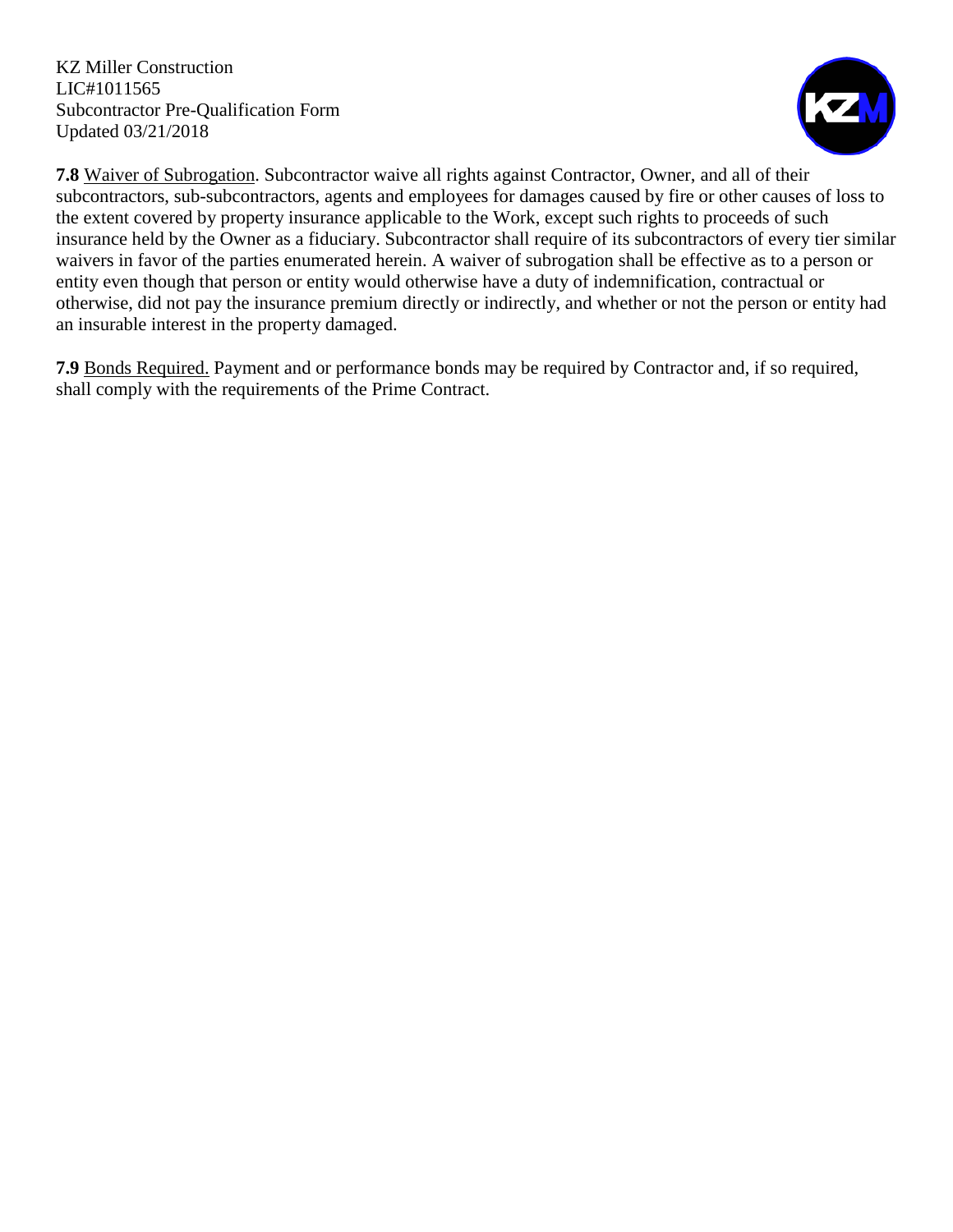**7.8** Waiver of Subrogation. Subcontractor waive all rights against Contractor, Owner, and all of their subcontractors, sub-subcontractors, agents and employees for damages caused by fire or other causes of loss to the extent covered by property insurance applicable to the Work, except such rights to proceeds of such insurance held by the Owner as a fiduciary. Subcontractor shall require of its subcontractors of every tier similar waivers in favor of the parties enumerated herein. A waiver of subrogation shall be effective as to a person or entity even though that person or entity would otherwise have a duty of indemnification, contractual or otherwise, did not pay the insurance premium directly or indirectly, and whether or not the person or entity had an insurable interest in the property damaged.

**7.9** Bonds Required. Payment and or performance bonds may be required by Contractor and, if so required, shall comply with the requirements of the Prime Contract.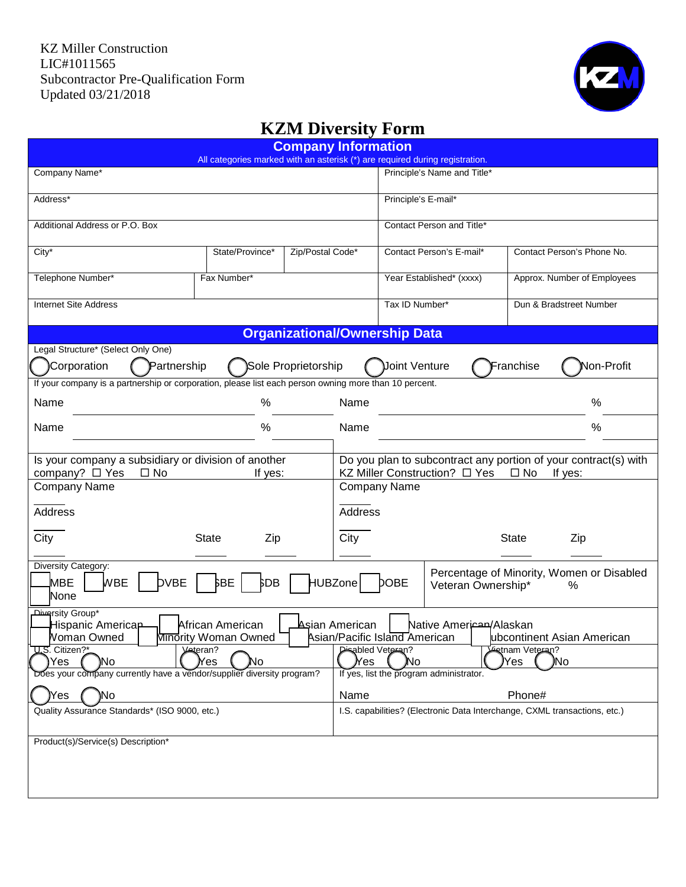KZ Miller Construction
LIC#1011565
Subcontractor Pre-Qualification Form
Updated 03/21/2018

# KZM Diversity Form

## Company Information

All categories marked with an asterisk (*) are required during registration.

| | | | | |
|---|---|---|---|---|
| Company Name* | | | Principle's Name and Title* | |
| Address* | | | Principle's E-mail* | |
| Additional Address or P.O. Box | | | Contact Person and Title* | |
| City* | State/Province* | Zip/Postal Code* | Contact Person's E-mail* | Contact Person's Phone No. |
| Telephone Number* | Fax Number* | | Year Established* (xxxx) | Approx. Number of Employees |
| Internet Site Address | | | Tax ID Number* | Dun & Bradstreet Number |

## Organizational/Ownership Data

Legal Structure* (Select Only One)

◯ Corporation ◯ Partnership ◯ Sole Proprietorship ◯ Joint Venture ◯ Franchise ◯ Non-Profit

If your company is a partnership or corporation, please list each person owning more than 10 percent.

| | | | |
|---|---|---|---|
| Name | % | Name | % |
| Name | % | Name | % |

| | |
|---|---|
| Is your company a subsidiary or division of another company? ☐ Yes ☐ No If yes: | Do you plan to subcontract any portion of your contract(s) with KZ Miller Construction? ☐ Yes ☐ No If yes: |
| Company Name | Company Name |
| Address | Address |
| City State Zip | City State Zip |

Diversity Category:

☐ MBE ☐ WBE ☐ DVBE ☐ SBE ☐ SDB ☐ HUBZone ☐ DOBE ☐ None

Percentage of Minority, Women or Disabled Veteran Ownership* %

Diversity Group*

☐ Hispanic American ☐ African American ☐ Asian American ☐ Native American/Alaskan ☐ Woman Owned ☐ Minority Woman Owned ☐ Asian/Pacific Island American ☐ Subcontinent Asian American

U.S. Citizen?* ◯ Yes ◯ No

Veteran? ◯ Yes ◯ No

Disabled Veteran? ◯ Yes ◯ No

Vietnam Veteran? ◯ Yes ◯ No

| | |
|---|---|
| Does your company currently have a vendor/supplier diversity program? ◯ Yes ◯ No | If yes, list the program administrator. Name Phone# |
| Quality Assurance Standards* (ISO 9000, etc.) | I.S. capabilities? (Electronic Data Interchange, CXML transactions, etc.) |

Product(s)/Service(s) Description*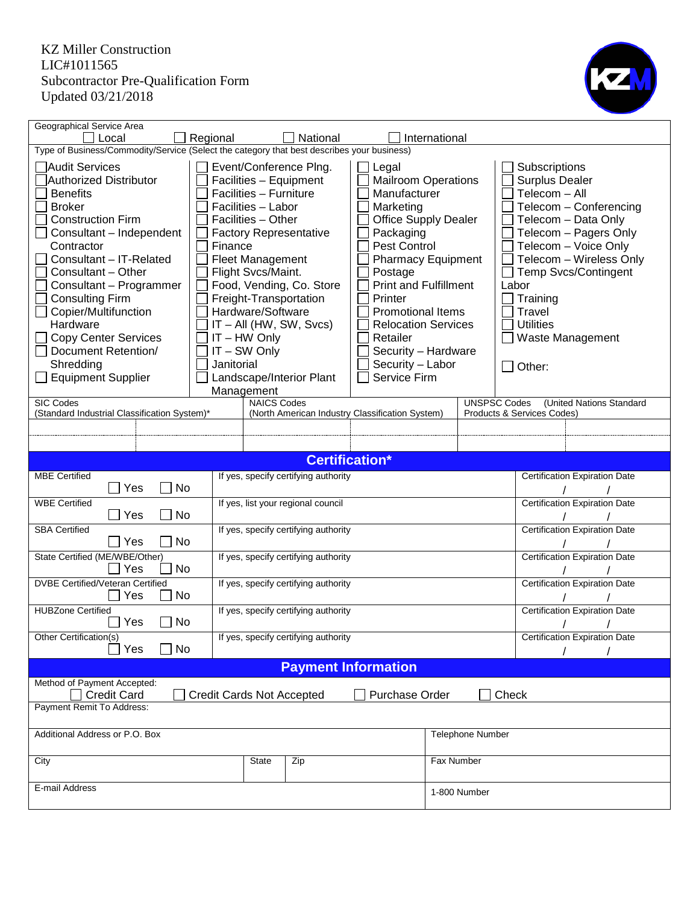KZ Miller Construction
LIC#1011565
Subcontractor Pre-Qualification Form
Updated 03/21/2018

Geographical Service Area

☐ Local ☐ Regional ☐ National ☐ International

Type of Business/Commodity/Service (Select the category that best describes your business)

| | | | |
|---|---|---|---|
| ☐ Audit Services | ☐ Event/Conference Plng. | ☐ Legal | ☐ Subscriptions |
| ☐ Authorized Distributor | ☐ Facilities – Equipment | ☐ Mailroom Operations | ☐ Surplus Dealer |
| ☐ Benefits | ☐ Facilities – Furniture | ☐ Manufacturer | ☐ Telecom – All |
| ☐ Broker | ☐ Facilities – Labor | ☐ Marketing | ☐ Telecom – Conferencing |
| ☐ Construction Firm | ☐ Facilities – Other | ☐ Office Supply Dealer | ☐ Telecom – Data Only |
| ☐ Consultant – Independent Contractor | ☐ Factory Representative | ☐ Packaging | ☐ Telecom – Pagers Only |
| ☐ Consultant – IT-Related | ☐ Finance | ☐ Pest Control | ☐ Telecom – Voice Only |
| ☐ Consultant – Other | ☐ Fleet Management | ☐ Pharmacy Equipment | ☐ Telecom – Wireless Only |
| ☐ Consultant – Programmer | ☐ Flight Svcs/Maint. | ☐ Postage | ☐ Temp Svcs/Contingent Labor |
| ☐ Consulting Firm | ☐ Food, Vending, Co. Store | ☐ Print and Fulfillment | ☐ Training |
| ☐ Copier/Multifunction Hardware | ☐ Freight-Transportation | ☐ Printer | ☐ Travel |
| ☐ Copy Center Services | ☐ Hardware/Software | ☐ Promotional Items | ☐ Utilities |
| ☐ Document Retention/ Shredding | ☐ IT – All (HW, SW, Svcs) | ☐ Relocation Services | ☐ Waste Management |
| ☐ Equipment Supplier | ☐ IT – HW Only | ☐ Retailer | ☐ Other: |
| | ☐ IT – SW Only | ☐ Security – Hardware | |
| | ☐ Janitorial | ☐ Security – Labor | |
| | ☐ Landscape/Interior Plant Management | ☐ Service Firm | |

| SIC Codes (Standard Industrial Classification System)* | | NAICS Codes (North American Industry Classification System) | | UNSPSC Codes (United Nations Standard Products & Services Codes) | |
|---|---|---|---|---|---|
| | | | | | |
| | | | | | |

## Certification*

| | | |
|---|---|---|
| MBE Certified ☐ Yes ☐ No | If yes, specify certifying authority | Certification Expiration Date / / |
| WBE Certified ☐ Yes ☐ No | If yes, list your regional council | Certification Expiration Date / / |
| SBA Certified ☐ Yes ☐ No | If yes, specify certifying authority | Certification Expiration Date / / |
| State Certified (ME/WBE/Other) ☐ Yes ☐ No | If yes, specify certifying authority | Certification Expiration Date / / |
| DVBE Certified/Veteran Certified ☐ Yes ☐ No | If yes, specify certifying authority | Certification Expiration Date / / |
| HUBZone Certified ☐ Yes ☐ No | If yes, specify certifying authority | Certification Expiration Date / / |
| Other Certification(s) ☐ Yes ☐ No | If yes, specify certifying authority | Certification Expiration Date / / |

## Payment Information

Method of Payment Accepted:

☐ Credit Card ☐ Credit Cards Not Accepted ☐ Purchase Order ☐ Check

Payment Remit To Address:

| | | | |
|---|---|---|---|
| Additional Address or P.O. Box | | | Telephone Number |
| City | State | Zip | Fax Number |
| E-mail Address | | | 1-800 Number |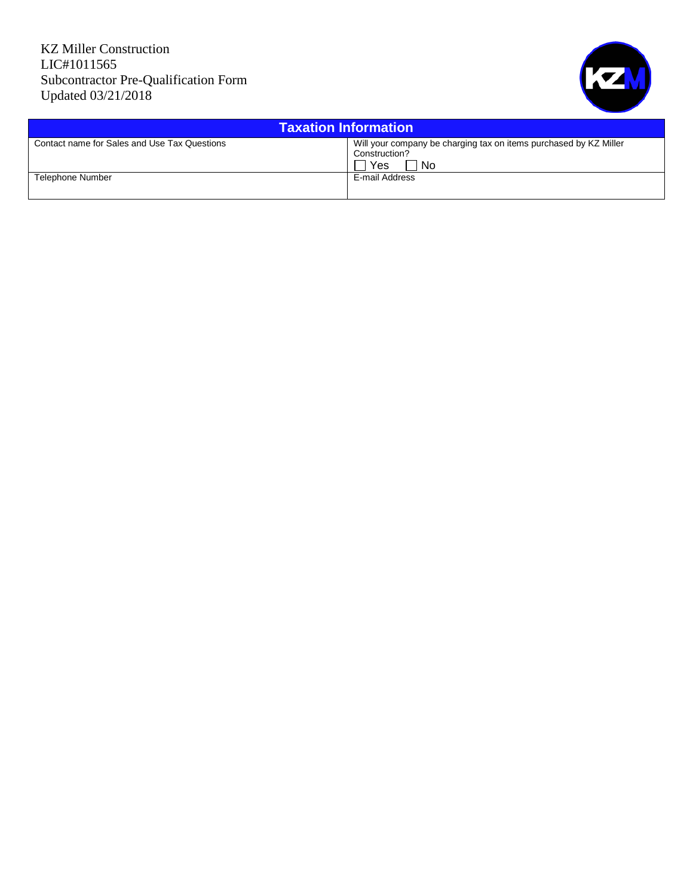KZ Miller Construction
LIC#1011565
Subcontractor Pre-Qualification Form
Updated 03/21/2018

## Taxation Information

| | |
|---|---|
| Contact name for Sales and Use Tax Questions | Will your company be charging tax on items purchased by KZ Miller Construction?<br>☐ Yes ☐ No |
| Telephone Number | E-mail Address |